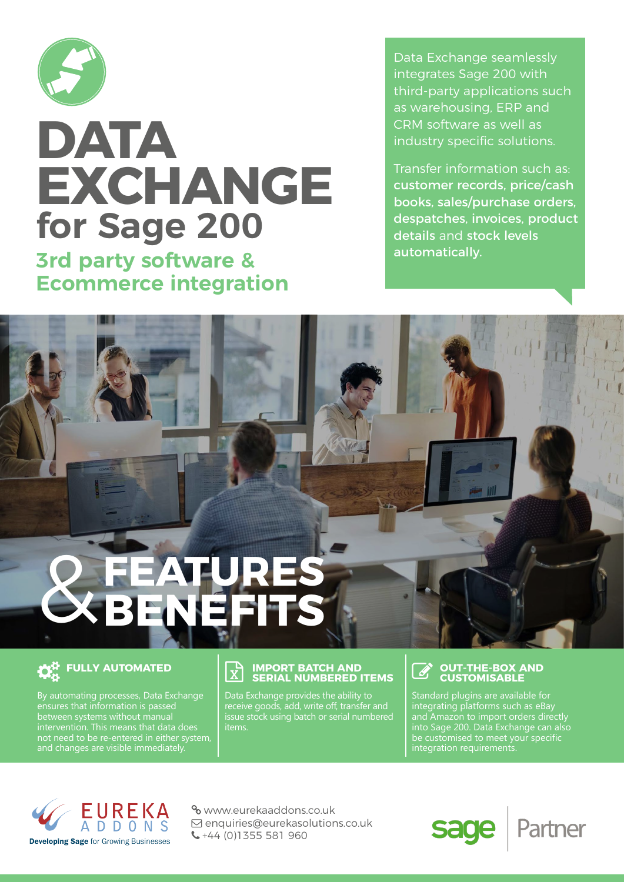# DATA EXCHANGE for Sage 200

## 3rd party software & Ecommerce integration

Data Exchange seamlessly integrates Sage 200 with third-party applications such as warehousing, ERP and CRM software as well as industry specific solutions.

Transfer information such as: **customer records, price/cash books, sales/purchase orders, despatches, invoices, product details** and **stock levels automatically.**

# & FEATURES BENEFITS

### FULLY AUTOMATED

By automating processes, Data Exchange ensures that information is passed between systems without manual intervention. This means that data does not need to be re-entered in either system, and changes are visible immediately.

### IMPORT BATCH AND SERIAL NUMBERED ITEMS

Data Exchange provides the ability to receive goods, add, write off, transfer and issue stock using batch or serial numbered items.

### OUT-THE-BOX AND CUSTOMISABLE

Standard plugins are available for integrating platforms such as eBay and Amazon to import orders directly into Sage 200. Data Exchange can also be customised to meet your specific integration requirements.

EUREKA ADDONS
Developing Sage for Growing Businesses

www.eurekaaddons.co.uk
enquiries@eurekasolutions.co.uk
+44 (0)1355 581 960

sage | Partner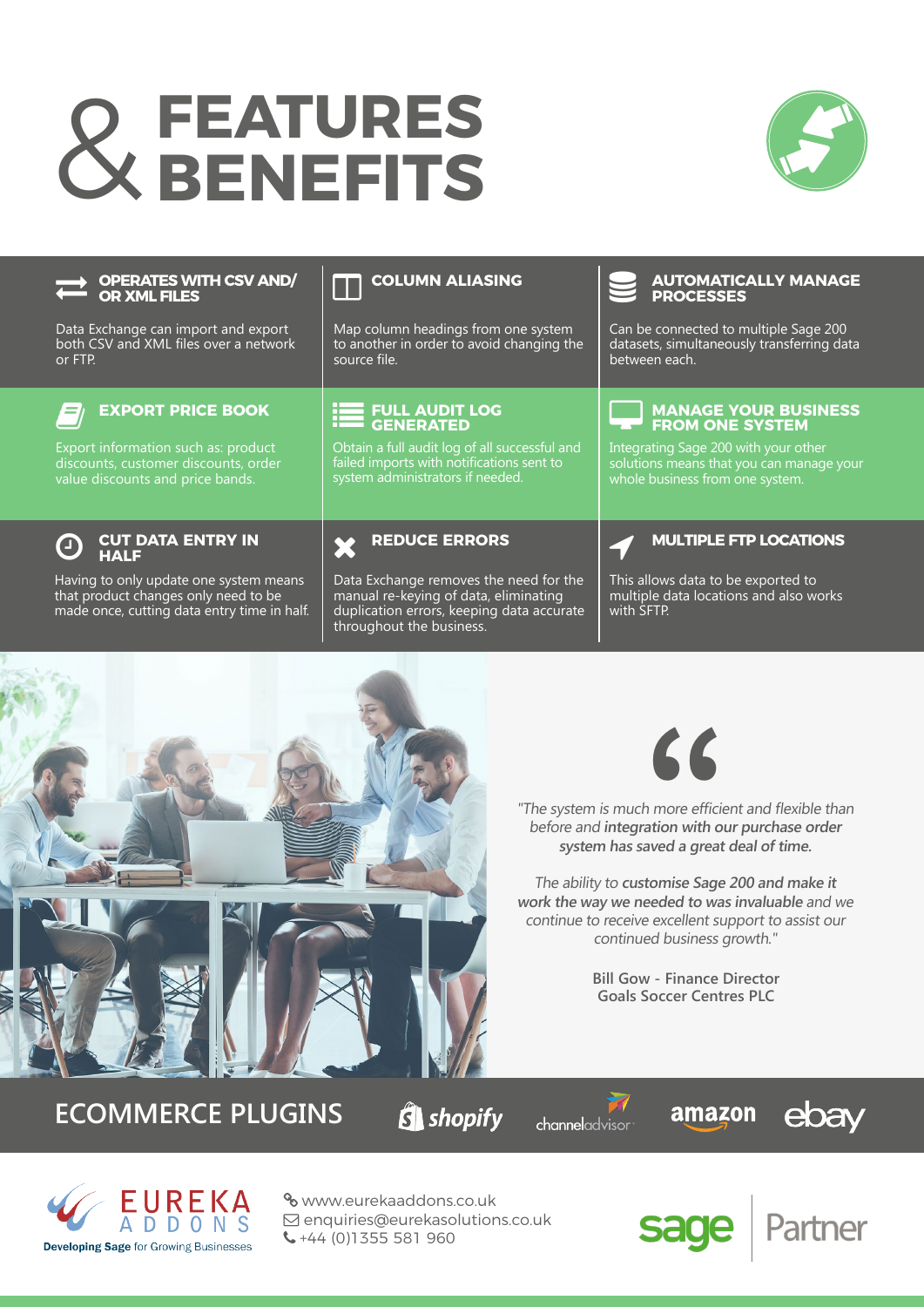# & FEATURES BENEFITS

### OPERATES WITH CSV AND/OR XML FILES

Data Exchange can import and export both CSV and XML files over a network or FTP.

### COLUMN ALIASING

Map column headings from one system to another in order to avoid changing the source file.

### AUTOMATICALLY MANAGE PROCESSES

Can be connected to multiple Sage 200 datasets, simultaneously transferring data between each.

### EXPORT PRICE BOOK

Export information such as: product discounts, customer discounts, order value discounts and price bands.

### FULL AUDIT LOG GENERATED

Obtain a full audit log of all successful and failed imports with notifications sent to system administrators if needed.

### MANAGE YOUR BUSINESS FROM ONE SYSTEM

Integrating Sage 200 with your other solutions means that you can manage your whole business from one system.

### CUT DATA ENTRY IN HALF

Having to only update one system means that product changes only need to be made once, cutting data entry time in half.

### REDUCE ERRORS

Data Exchange removes the need for the manual re-keying of data, eliminating duplication errors, keeping data accurate throughout the business.

### MULTIPLE FTP LOCATIONS

This allows data to be exported to multiple data locations and also works with SFTP.

> *"The system is much more efficient and flexible than before and **integration with our purchase order system has saved a great deal of time.***
>
> *The ability to **customise Sage 200 and make it work the way we needed to was invaluable** and we continue to receive excellent support to assist our continued business growth."*
>
> **Bill Gow - Finance Director**
> **Goals Soccer Centres PLC**

## ECOMMERCE PLUGINS

shopify | channeladvisor | amazon | ebay

EUREKA ADDONS
Developing Sage for Growing Businesses

www.eurekaaddons.co.uk
enquiries@eurekasolutions.co.uk
+44 (0)1355 581 960

sage Partner